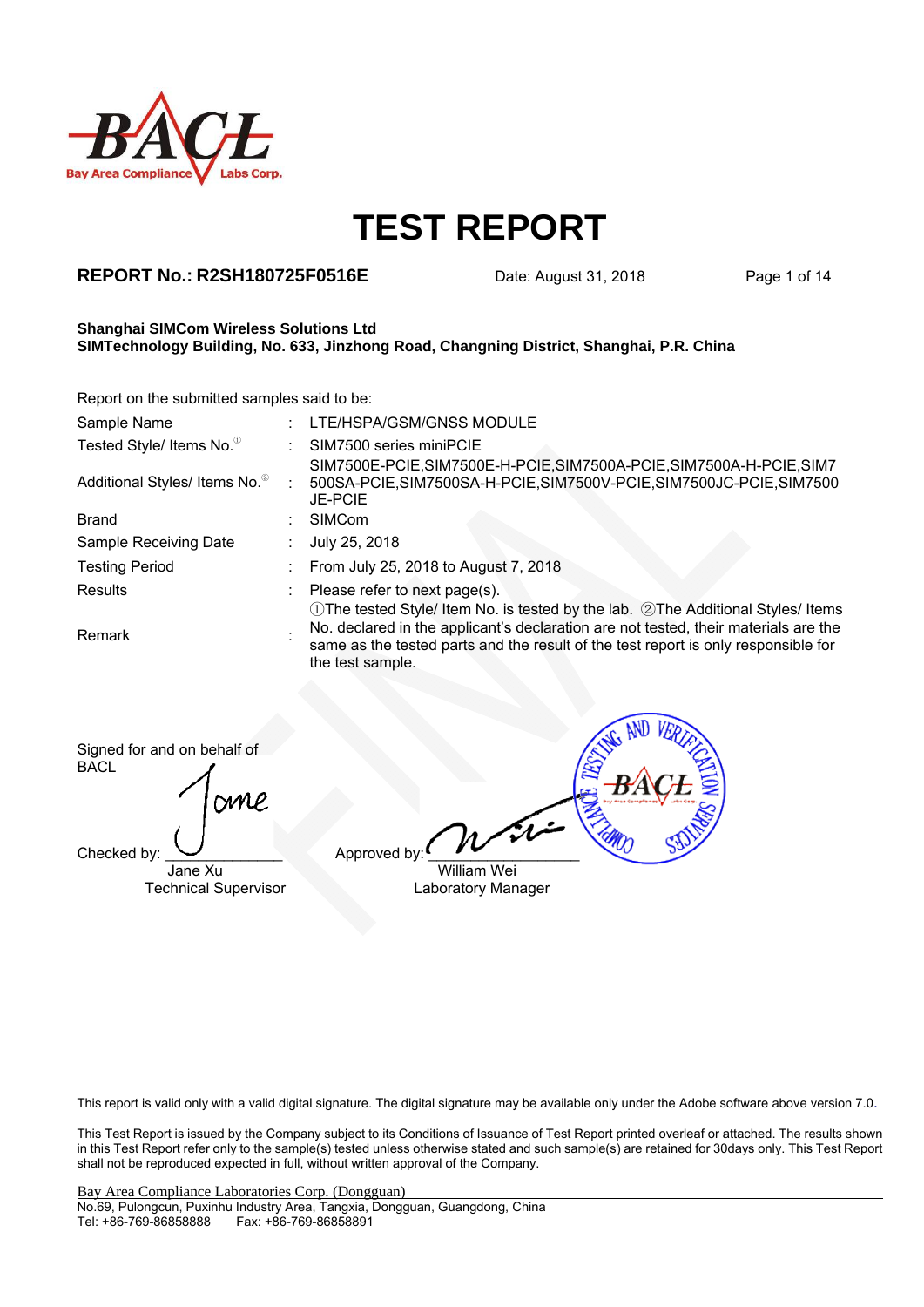BACL
Bay Area Compliance Labs Corp.

# TEST REPORT

**REPORT No.: R2SH180725F0516E** Date: August 31, 2018

**Shanghai SIMCom Wireless Solutions Ltd**
**SIMTechnology Building, No. 633, Jinzhong Road, Changning District, Shanghai, P.R. China**

Report on the submitted samples said to be:

| | | |
|---|---|---|
| Sample Name | : | LTE/HSPA/GSM/GNSS MODULE |
| Tested Style/ Items No.① | : | SIM7500 series miniPCIE |
| Additional Styles/ Items No.② | : | SIM7500E-PCIE,SIM7500E-H-PCIE,SIM7500A-PCIE,SIM7500A-H-PCIE,SIM7500SA-PCIE,SIM7500SA-H-PCIE,SIM7500V-PCIE,SIM7500JC-PCIE,SIM7500JE-PCIE |
| Brand | : | SIMCom |
| Sample Receiving Date | : | July 25, 2018 |
| Testing Period | : | From July 25, 2018 to August 7, 2018 |
| Results | : | Please refer to next page(s). |
| Remark | : | ①The tested Style/ Item No. is tested by the lab. ②The Additional Styles/ Items No. declared in the applicant's declaration are not tested, their materials are the same as the tested parts and the result of the test report is only responsible for the test sample. |

Signed for and on behalf of BACL

Checked by: ______________
Jane Xu
Technical Supervisor

Approved by: ______________
William Wei
Laboratory Manager

This report is valid only with a valid digital signature. The digital signature may be available only under the Adobe software above version 7.0.

This Test Report is issued by the Company subject to its Conditions of Issuance of Test Report printed overleaf or attached. The results shown in this Test Report refer only to the sample(s) tested unless otherwise stated and such sample(s) are retained for 30days only. This Test Report shall not be reproduced expected in full, without written approval of the Company.

Bay Area Compliance Laboratories Corp. (Dongguan)
No.69, Pulongcun, Puxinhu Industry Area, Tangxia, Dongguan, Guangdong, China
Tel: +86-769-86858888 Fax: +86-769-86858891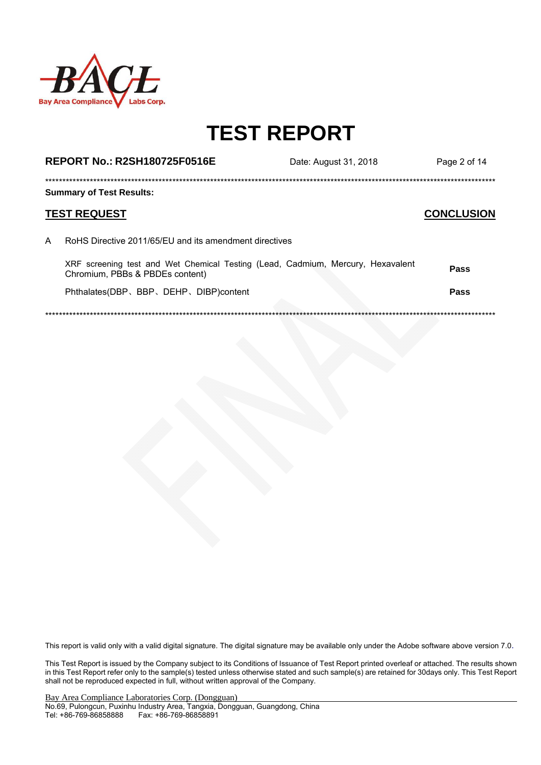# TEST REPORT

**REPORT No.: R2SH180725F0516E** Date: August 31, 2018

**Summary of Test Results:**

| **TEST REQUEST** | | **CONCLUSION** |
|---|---|---|
| A | RoHS Directive 2011/65/EU and its amendment directives | |
| | XRF screening test and Wet Chemical Testing (Lead, Cadmium, Mercury, Hexavalent Chromium, PBBs & PBDEs content) | **Pass** |
| | Phthalates(DBP、BBP、DEHP、DIBP)content | **Pass** |

This report is valid only with a valid digital signature. The digital signature may be available only under the Adobe software above version 7.0.

This Test Report is issued by the Company subject to its Conditions of Issuance of Test Report printed overleaf or attached. The results shown in this Test Report refer only to the sample(s) tested unless otherwise stated and such sample(s) are retained for 30days only. This Test Report shall not be reproduced expected in full, without written approval of the Company.

Bay Area Compliance Laboratories Corp. (Dongguan)
No.69, Pulongcun, Puxinhu Industry Area, Tangxia, Dongguan, Guangdong, China
Tel: +86-769-86858888 Fax: +86-769-86858891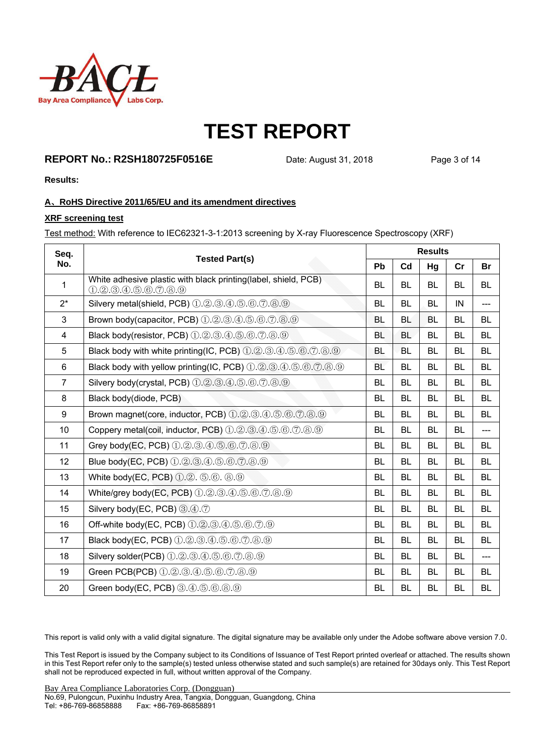# TEST REPORT

**REPORT No.: R2SH180725F0516E** Date: August 31, 2018

**Results:**

**A、RoHS Directive 2011/65/EU and its amendment directives**

**XRF screening test**

Test method: With reference to IEC62321-3-1:2013 screening by X-ray Fluorescence Spectroscopy (XRF)

| Seq. No. | Tested Part(s) | Results | | | | |
|---|---|---|---|---|---|---|
| | | Pb | Cd | Hg | Cr | Br |
| 1 | White adhesive plastic with black printing(label, shield, PCB) ①.②.③.④.⑤.⑥.⑦.⑧.⑨ | BL | BL | BL | BL | BL |
| 2* | Silvery metal(shield, PCB) ①.②.③.④.⑤.⑥.⑦.⑧.⑨ | BL | BL | BL | IN | --- |
| 3 | Brown body(capacitor, PCB) ①.②.③.④.⑤.⑥.⑦.⑧.⑨ | BL | BL | BL | BL | BL |
| 4 | Black body(resistor, PCB) ①.②.③.④.⑤.⑥.⑦.⑧.⑨ | BL | BL | BL | BL | BL |
| 5 | Black body with white printing(IC, PCB) ①.②.③.④.⑤.⑥.⑦.⑧.⑨ | BL | BL | BL | BL | BL |
| 6 | Black body with yellow printing(IC, PCB) ①.②.③.④.⑤.⑥.⑦.⑧.⑨ | BL | BL | BL | BL | BL |
| 7 | Silvery body(crystal, PCB) ①.②.③.④.⑤.⑥.⑦.⑧.⑨ | BL | BL | BL | BL | BL |
| 8 | Black body(diode, PCB) | BL | BL | BL | BL | BL |
| 9 | Brown magnet(core, inductor, PCB) ①.②.③.④.⑤.⑥.⑦.⑧.⑨ | BL | BL | BL | BL | BL |
| 10 | Coppery metal(coil, inductor, PCB) ①.②.③.④.⑤.⑥.⑦.⑧.⑨ | BL | BL | BL | BL | --- |
| 11 | Grey body(EC, PCB) ①.②.③.④.⑤.⑥.⑦.⑧.⑨ | BL | BL | BL | BL | BL |
| 12 | Blue body(EC, PCB) ①.②.③.④.⑤.⑥.⑦.⑧.⑨ | BL | BL | BL | BL | BL |
| 13 | White body(EC, PCB) ①.②. ⑤.⑥. ⑧.⑨ | BL | BL | BL | BL | BL |
| 14 | White/grey body(EC, PCB) ①.②.③.④.⑤.⑥.⑦.⑧.⑨ | BL | BL | BL | BL | BL |
| 15 | Silvery body(EC, PCB) ③.④.⑦ | BL | BL | BL | BL | BL |
| 16 | Off-white body(EC, PCB) ①.②.③.④.⑤.⑥.⑦.⑨ | BL | BL | BL | BL | BL |
| 17 | Black body(EC, PCB) ①.②.③.④.⑤.⑥.⑦.⑧.⑨ | BL | BL | BL | BL | BL |
| 18 | Silvery solder(PCB) ①.②.③.④.⑤.⑥.⑦.⑧.⑨ | BL | BL | BL | BL | --- |
| 19 | Green PCB(PCB) ①.②.③.④.⑤.⑥.⑦.⑧.⑨ | BL | BL | BL | BL | BL |
| 20 | Green body(EC, PCB) ③.④.⑤.⑥.⑧.⑨ | BL | BL | BL | BL | BL |

This report is valid only with a valid digital signature. The digital signature may be available only under the Adobe software above version 7.0.

This Test Report is issued by the Company subject to its Conditions of Issuance of Test Report printed overleaf or attached. The results shown in this Test Report refer only to the sample(s) tested unless otherwise stated and such sample(s) are retained for 30days only. This Test Report shall not be reproduced expected in full, without written approval of the Company.

Bay Area Compliance Laboratories Corp. (Dongguan)
No.69, Pulongcun, Puxinhu Industry Area, Tangxia, Dongguan, Guangdong, China
Tel: +86-769-86858888 Fax: +86-769-86858891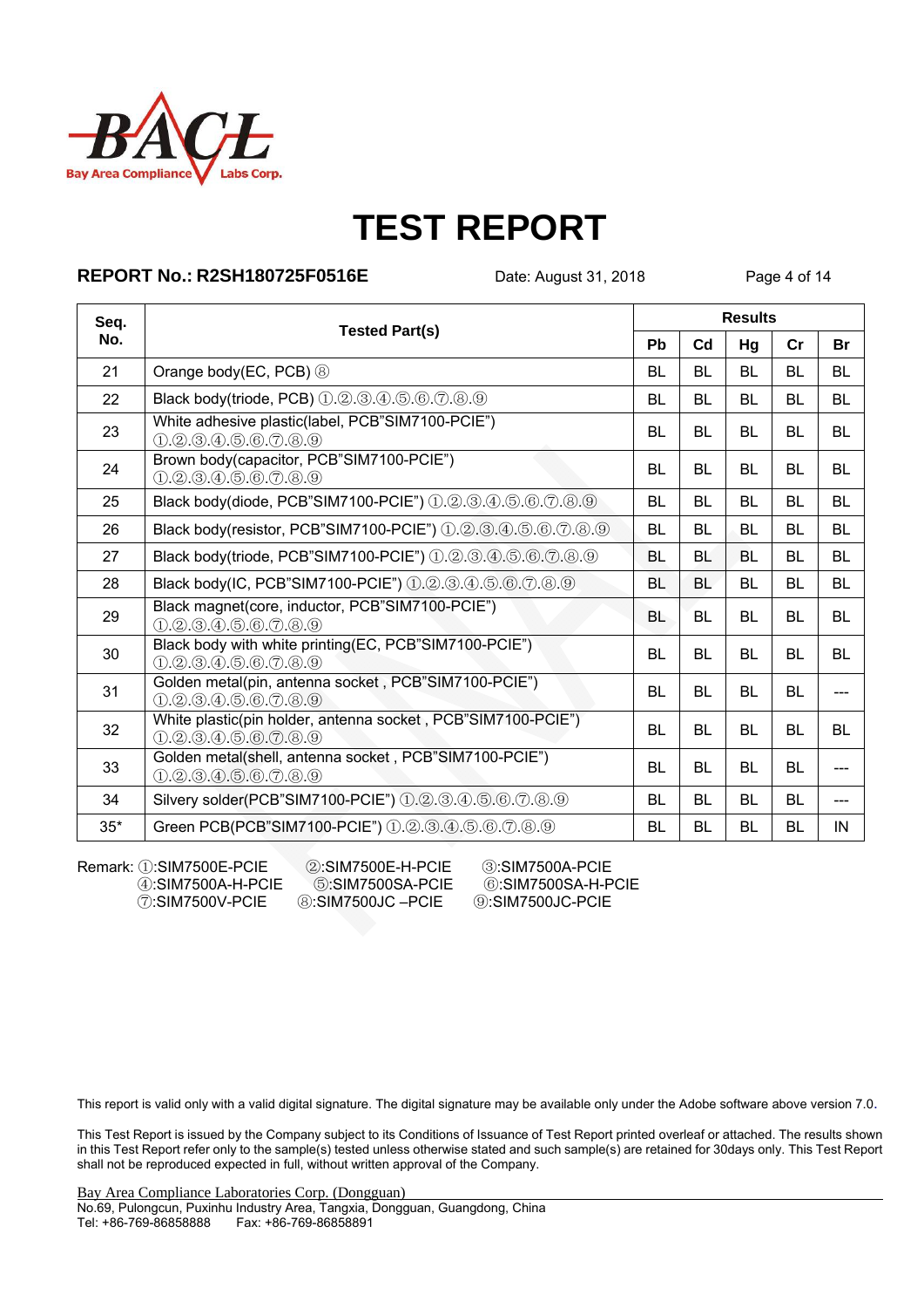# TEST REPORT

**REPORT No.: R2SH180725F0516E** Date: August 31, 2018

| Seq. No. | Tested Part(s) | Results | | | | |
|---|---|---|---|---|---|---|
| | | Pb | Cd | Hg | Cr | Br |
| 21 | Orange body(EC, PCB) ⑧ | BL | BL | BL | BL | BL |
| 22 | Black body(triode, PCB) ①.②.③.④.⑤.⑥.⑦.⑧.⑨ | BL | BL | BL | BL | BL |
| 23 | White adhesive plastic(label, PCB"SIM7100-PCIE") ①.②.③.④.⑤.⑥.⑦.⑧.⑨ | BL | BL | BL | BL | BL |
| 24 | Brown body(capacitor, PCB"SIM7100-PCIE") ①.②.③.④.⑤.⑥.⑦.⑧.⑨ | BL | BL | BL | BL | BL |
| 25 | Black body(diode, PCB"SIM7100-PCIE") ①.②.③.④.⑤.⑥.⑦.⑧.⑨ | BL | BL | BL | BL | BL |
| 26 | Black body(resistor, PCB"SIM7100-PCIE") ①.②.③.④.⑤.⑥.⑦.⑧.⑨ | BL | BL | BL | BL | BL |
| 27 | Black body(triode, PCB"SIM7100-PCIE") ①.②.③.④.⑤.⑥.⑦.⑧.⑨ | BL | BL | BL | BL | BL |
| 28 | Black body(IC, PCB"SIM7100-PCIE") ①.②.③.④.⑤.⑥.⑦.⑧.⑨ | BL | BL | BL | BL | BL |
| 29 | Black magnet(core, inductor, PCB"SIM7100-PCIE") ①.②.③.④.⑤.⑥.⑦.⑧.⑨ | BL | BL | BL | BL | BL |
| 30 | Black body with white printing(EC, PCB"SIM7100-PCIE") ①.②.③.④.⑤.⑥.⑦.⑧.⑨ | BL | BL | BL | BL | BL |
| 31 | Golden metal(pin, antenna socket , PCB"SIM7100-PCIE") ①.②.③.④.⑤.⑥.⑦.⑧.⑨ | BL | BL | BL | BL | --- |
| 32 | White plastic(pin holder, antenna socket , PCB"SIM7100-PCIE") ①.②.③.④.⑤.⑥.⑦.⑧.⑨ | BL | BL | BL | BL | BL |
| 33 | Golden metal(shell, antenna socket , PCB"SIM7100-PCIE") ①.②.③.④.⑤.⑥.⑦.⑧.⑨ | BL | BL | BL | BL | --- |
| 34 | Silvery solder(PCB"SIM7100-PCIE") ①.②.③.④.⑤.⑥.⑦.⑧.⑨ | BL | BL | BL | BL | --- |
| 35* | Green PCB(PCB"SIM7100-PCIE") ①.②.③.④.⑤.⑥.⑦.⑧.⑨ | BL | BL | BL | BL | IN |

Remark: ①:SIM7500E-PCIE ②:SIM7500E-H-PCIE ③:SIM7500A-PCIE
④:SIM7500A-H-PCIE ⑤:SIM7500SA-PCIE ⑥:SIM7500SA-H-PCIE
⑦:SIM7500V-PCIE ⑧:SIM7500JC –PCIE ⑨:SIM7500JC-PCIE

This report is valid only with a valid digital signature. The digital signature may be available only under the Adobe software above version 7.0.

This Test Report is issued by the Company subject to its Conditions of Issuance of Test Report printed overleaf or attached. The results shown in this Test Report refer only to the sample(s) tested unless otherwise stated and such sample(s) are retained for 30days only. This Test Report shall not be reproduced expected in full, without written approval of the Company.

Bay Area Compliance Laboratories Corp. (Dongguan)
No.69, Pulongcun, Puxinhu Industry Area, Tangxia, Dongguan, Guangdong, China
Tel: +86-769-86858888 Fax: +86-769-86858891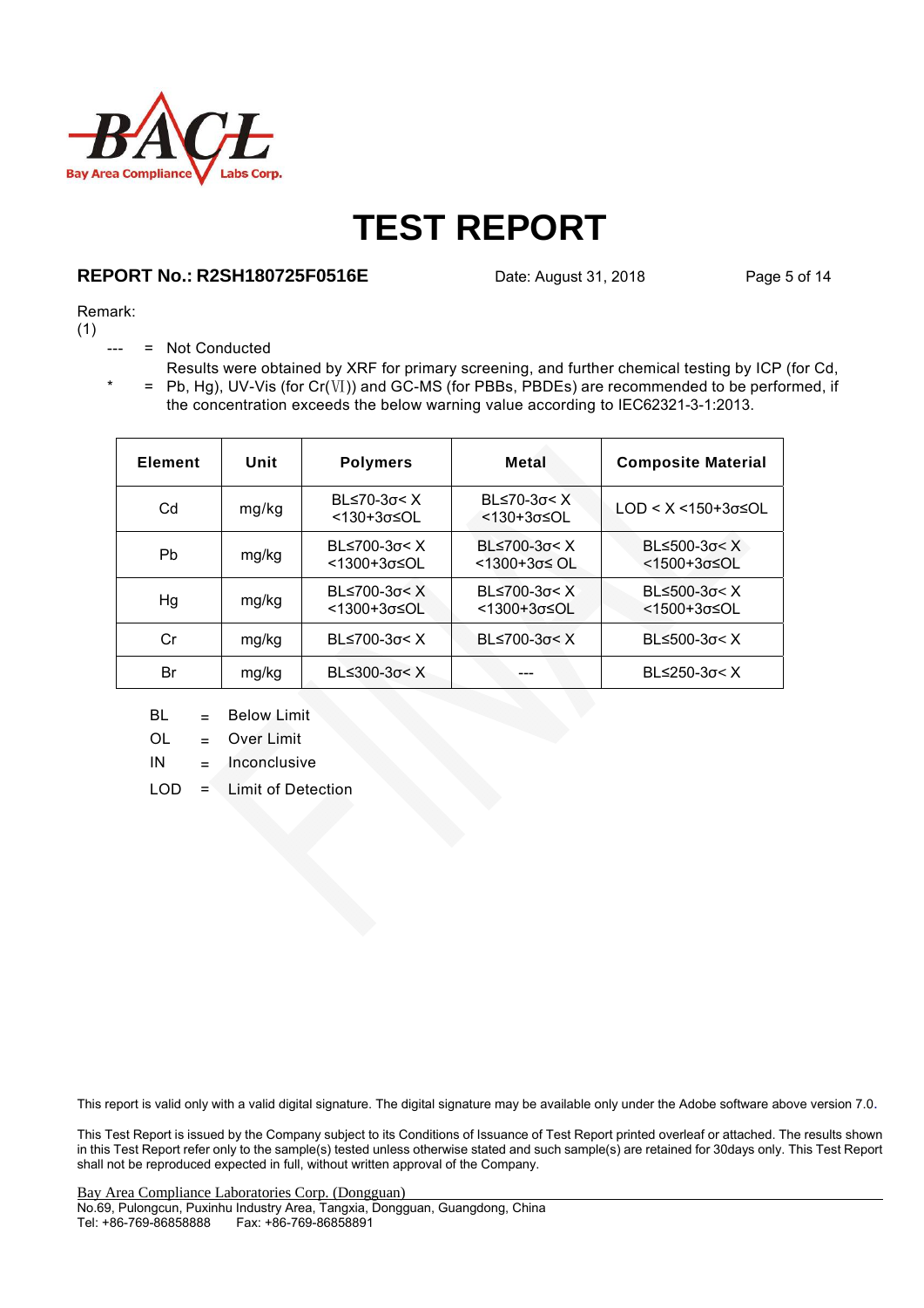Remark:

(1)

--- = Not Conducted

\* = Results were obtained by XRF for primary screening, and further chemical testing by ICP (for Cd, Pb, Hg), UV-Vis (for Cr(Ⅵ)) and GC-MS (for PBBs, PBDEs) are recommended to be performed, if the concentration exceeds the below warning value according to IEC62321-3-1:2013.

| Element | Unit | Polymers | Metal | Composite Material |
|---|---|---|---|---|
| Cd | mg/kg | BL≤70-3σ< X <130+3σ≤OL | BL≤70-3σ< X <130+3σ≤OL | LOD < X <150+3σ≤OL |
| Pb | mg/kg | BL≤700-3σ< X <1300+3σ≤OL | BL≤700-3σ< X <1300+3σ≤ OL | BL≤500-3σ< X <1500+3σ≤OL |
| Hg | mg/kg | BL≤700-3σ< X <1300+3σ≤OL | BL≤700-3σ< X <1300+3σ≤OL | BL≤500-3σ< X <1500+3σ≤OL |
| Cr | mg/kg | BL≤700-3σ< X | BL≤700-3σ< X | BL≤500-3σ< X |
| Br | mg/kg | BL≤300-3σ< X | --- | BL≤250-3σ< X |

BL = Below Limit

OL = Over Limit

IN = Inconclusive

LOD = Limit of Detection

This report is valid only with a valid digital signature. The digital signature may be available only under the Adobe software above version 7.0.

This Test Report is issued by the Company subject to its Conditions of Issuance of Test Report printed overleaf or attached. The results shown in this Test Report refer only to the sample(s) tested unless otherwise stated and such sample(s) are retained for 30days only. This Test Report shall not be reproduced expected in full, without written approval of the Company.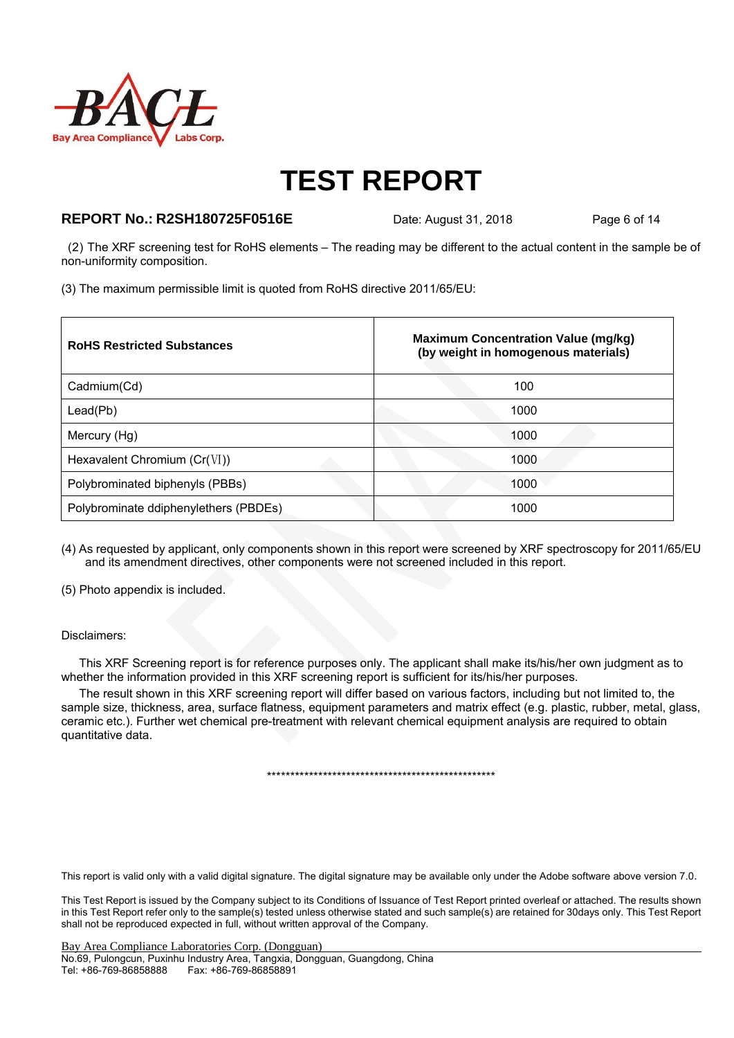# TEST REPORT

**REPORT No.: R2SH180725F0516E** Date: August 31, 2018

(2) The XRF screening test for RoHS elements – The reading may be different to the actual content in the sample be of non-uniformity composition.

(3) The maximum permissible limit is quoted from RoHS directive 2011/65/EU:

| RoHS Restricted Substances | Maximum Concentration Value (mg/kg) (by weight in homogenous materials) |
|---|---|
| Cadmium(Cd) | 100 |
| Lead(Pb) | 1000 |
| Mercury (Hg) | 1000 |
| Hexavalent Chromium (Cr(Ⅵ)) | 1000 |
| Polybrominated biphenyls (PBBs) | 1000 |
| Polybrominate ddiphenylethers (PBDEs) | 1000 |

(4) As requested by applicant, only components shown in this report were screened by XRF spectroscopy for 2011/65/EU and its amendment directives, other components were not screened included in this report.

(5) Photo appendix is included.

Disclaimers:

This XRF Screening report is for reference purposes only. The applicant shall make its/his/her own judgment as to whether the information provided in this XRF screening report is sufficient for its/his/her purposes.

The result shown in this XRF screening report will differ based on various factors, including but not limited to, the sample size, thickness, area, surface flatness, equipment parameters and matrix effect (e.g. plastic, rubber, metal, glass, ceramic etc.). Further wet chemical pre-treatment with relevant chemical equipment analysis are required to obtain quantitative data.

***************************************************

This report is valid only with a valid digital signature. The digital signature may be available only under the Adobe software above version 7.0.

This Test Report is issued by the Company subject to its Conditions of Issuance of Test Report printed overleaf or attached. The results shown in this Test Report refer only to the sample(s) tested unless otherwise stated and such sample(s) are retained for 30days only. This Test Report shall not be reproduced expected in full, without written approval of the Company.

Bay Area Compliance Laboratories Corp. (Dongguan)
No.69, Pulongcun, Puxinhu Industry Area, Tangxia, Dongguan, Guangdong, China
Tel: +86-769-86858888 Fax: +86-769-86858891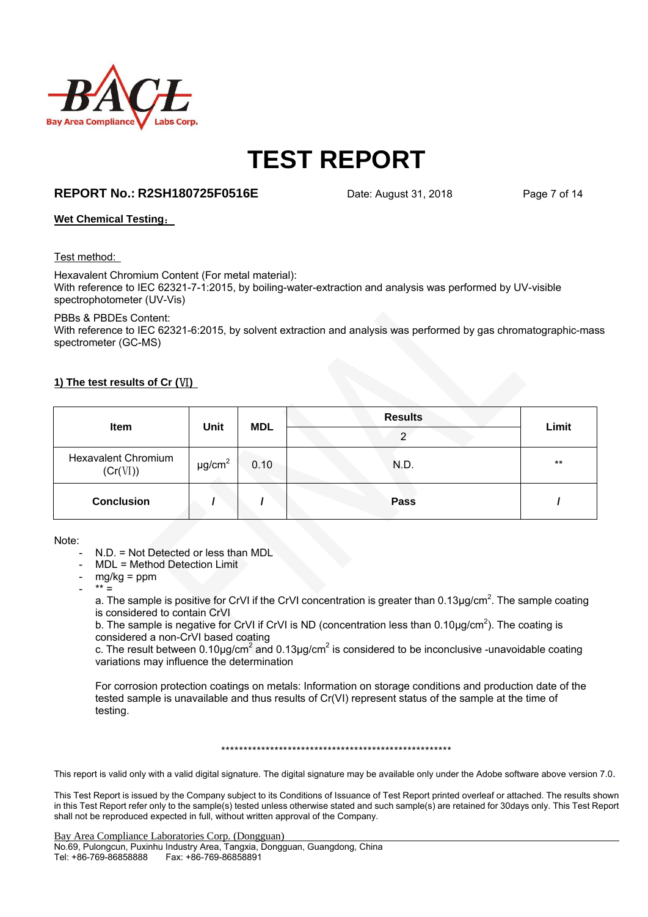# TEST REPORT

**REPORT No.: R2SH180725F0516E** Date: August 31, 2018

**Wet Chemical Testing:**

Test method:

Hexavalent Chromium Content (For metal material):
With reference to IEC 62321-7-1:2015, by boiling-water-extraction and analysis was performed by UV-visible spectrophotometer (UV-Vis)

PBBs & PBDEs Content:
With reference to IEC 62321-6:2015, by solvent extraction and analysis was performed by gas chromatographic-mass spectrometer (GC-MS)

**1) The test results of Cr (VI)**

| Item | Unit | MDL | Results | Limit |
|---|---|---|---|---|
| | | | 2 | |
| Hexavalent Chromium (Cr(VI)) | $\mu g/cm^2$ | 0.10 | N.D. | ** |
| **Conclusion** | **/** | **/** | **Pass** | **/** |

Note:

- N.D. = Not Detected or less than MDL
- MDL = Method Detection Limit
- mg/kg = ppm
- ** =

  a. The sample is positive for CrVI if the CrVI concentration is greater than $0.13\mu g/cm^2$. The sample coating is considered to contain CrVI

  b. The sample is negative for CrVI if CrVI is ND (concentration less than $0.10\mu g/cm^2$). The coating is considered a non-CrVI based coating

  c. The result between $0.10\mu g/cm^2$ and $0.13\mu g/cm^2$ is considered to be inconclusive -unavoidable coating variations may influence the determination

  For corrosion protection coatings on metals: Information on storage conditions and production date of the tested sample is unavailable and thus results of Cr(VI) represent status of the sample at the time of testing.

*******************************************************

This report is valid only with a valid digital signature. The digital signature may be available only under the Adobe software above version 7.0.

This Test Report is issued by the Company subject to its Conditions of Issuance of Test Report printed overleaf or attached. The results shown in this Test Report refer only to the sample(s) tested unless otherwise stated and such sample(s) are retained for 30days only. This Test Report shall not be reproduced expected in full, without written approval of the Company.

Bay Area Compliance Laboratories Corp. (Dongguan)
No.69, Pulongcun, Puxinhu Industry Area, Tangxia, Dongguan, Guangdong, China
Tel: +86-769-86858888 Fax: +86-769-86858891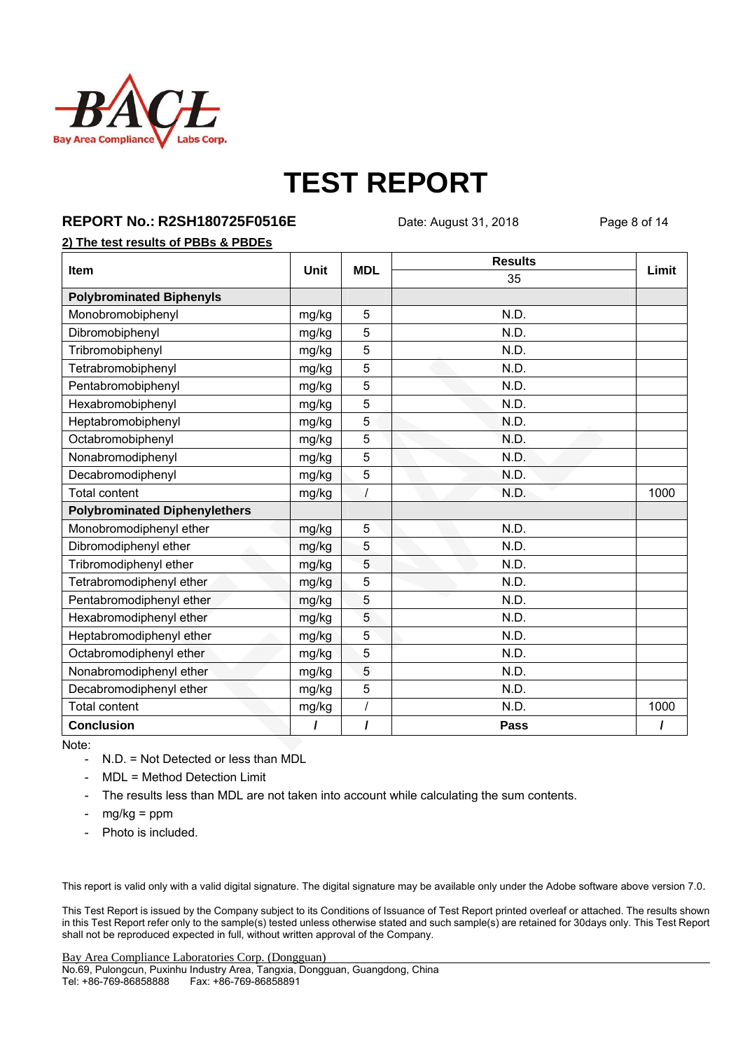# TEST REPORT

**REPORT No.: R2SH180725F0516E** Date: August 31, 2018

**2) The test results of PBBs & PBDEs**

| Item | Unit | MDL | Results | Limit |
|---|---|---|---|---|
| | | | 35 | |
| **Polybrominated Biphenyls** | | | | |
| Monobromobiphenyl | mg/kg | 5 | N.D. | |
| Dibromobiphenyl | mg/kg | 5 | N.D. | |
| Tribromobiphenyl | mg/kg | 5 | N.D. | |
| Tetrabromobiphenyl | mg/kg | 5 | N.D. | |
| Pentabromobiphenyl | mg/kg | 5 | N.D. | |
| Hexabromobiphenyl | mg/kg | 5 | N.D. | |
| Heptabromobiphenyl | mg/kg | 5 | N.D. | |
| Octabromobiphenyl | mg/kg | 5 | N.D. | |
| Nonabromodiphenyl | mg/kg | 5 | N.D. | |
| Decabromodiphenyl | mg/kg | 5 | N.D. | |
| Total content | mg/kg | / | N.D. | 1000 |
| **Polybrominated Diphenylethers** | | | | |
| Monobromodiphenyl ether | mg/kg | 5 | N.D. | |
| Dibromodiphenyl ether | mg/kg | 5 | N.D. | |
| Tribromodiphenyl ether | mg/kg | 5 | N.D. | |
| Tetrabromodiphenyl ether | mg/kg | 5 | N.D. | |
| Pentabromodiphenyl ether | mg/kg | 5 | N.D. | |
| Hexabromodiphenyl ether | mg/kg | 5 | N.D. | |
| Heptabromodiphenyl ether | mg/kg | 5 | N.D. | |
| Octabromodiphenyl ether | mg/kg | 5 | N.D. | |
| Nonabromodiphenyl ether | mg/kg | 5 | N.D. | |
| Decabromodiphenyl ether | mg/kg | 5 | N.D. | |
| Total content | mg/kg | / | N.D. | 1000 |
| **Conclusion** | **/** | **/** | **Pass** | **/** |

Note:

- N.D. = Not Detected or less than MDL
- MDL = Method Detection Limit
- The results less than MDL are not taken into account while calculating the sum contents.
- mg/kg = ppm
- Photo is included.

This report is valid only with a valid digital signature. The digital signature may be available only under the Adobe software above version 7.0.

This Test Report is issued by the Company subject to its Conditions of Issuance of Test Report printed overleaf or attached. The results shown in this Test Report refer only to the sample(s) tested unless otherwise stated and such sample(s) are retained for 30days only. This Test Report shall not be reproduced expected in full, without written approval of the Company.

Bay Area Compliance Laboratories Corp. (Dongguan)
No.69, Pulongcun, Puxinhu Industry Area, Tangxia, Dongguan, Guangdong, China
Tel: +86-769-86858888 Fax: +86-769-86858891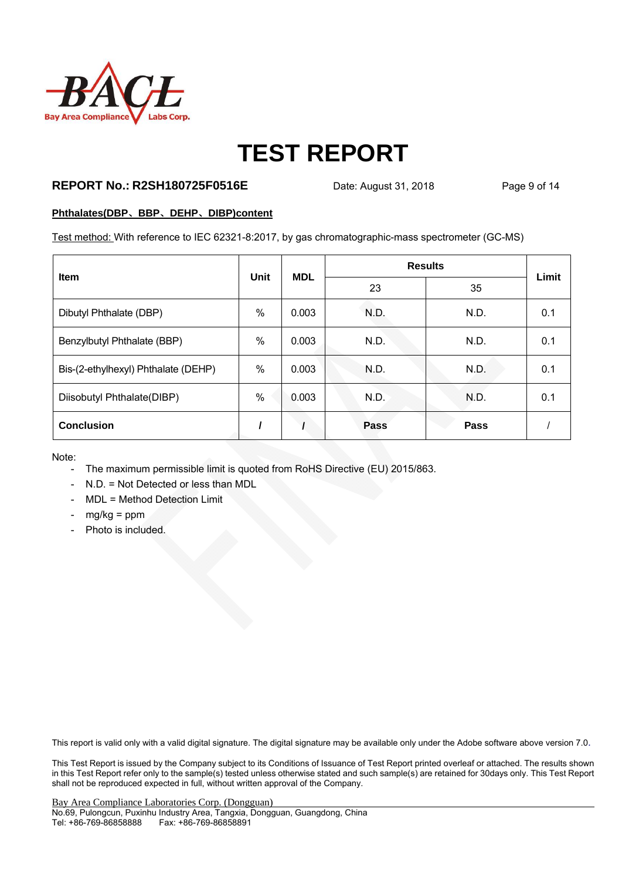**Phthalates(DBP、BBP、DEHP、DIBP)content**

Test method: With reference to IEC 62321-8:2017, by gas chromatographic-mass spectrometer (GC-MS)

| Item | Unit | MDL | Results | | Limit |
|---|---|---|---|---|---|
| | | | 23 | 35 | |
| Dibutyl Phthalate (DBP) | % | 0.003 | N.D. | N.D. | 0.1 |
| Benzylbutyl Phthalate (BBP) | % | 0.003 | N.D. | N.D. | 0.1 |
| Bis-(2-ethylhexyl) Phthalate (DEHP) | % | 0.003 | N.D. | N.D. | 0.1 |
| Diisobutyl Phthalate(DIBP) | % | 0.003 | N.D. | N.D. | 0.1 |
| **Conclusion** | / | / | **Pass** | **Pass** | / |

Note:

- The maximum permissible limit is quoted from RoHS Directive (EU) 2015/863.
- N.D. = Not Detected or less than MDL
- MDL = Method Detection Limit
- mg/kg = ppm
- Photo is included.

This report is valid only with a valid digital signature. The digital signature may be available only under the Adobe software above version 7.0.

This Test Report is issued by the Company subject to its Conditions of Issuance of Test Report printed overleaf or attached. The results shown in this Test Report refer only to the sample(s) tested unless otherwise stated and such sample(s) are retained for 30days only. This Test Report shall not be reproduced expected in full, without written approval of the Company.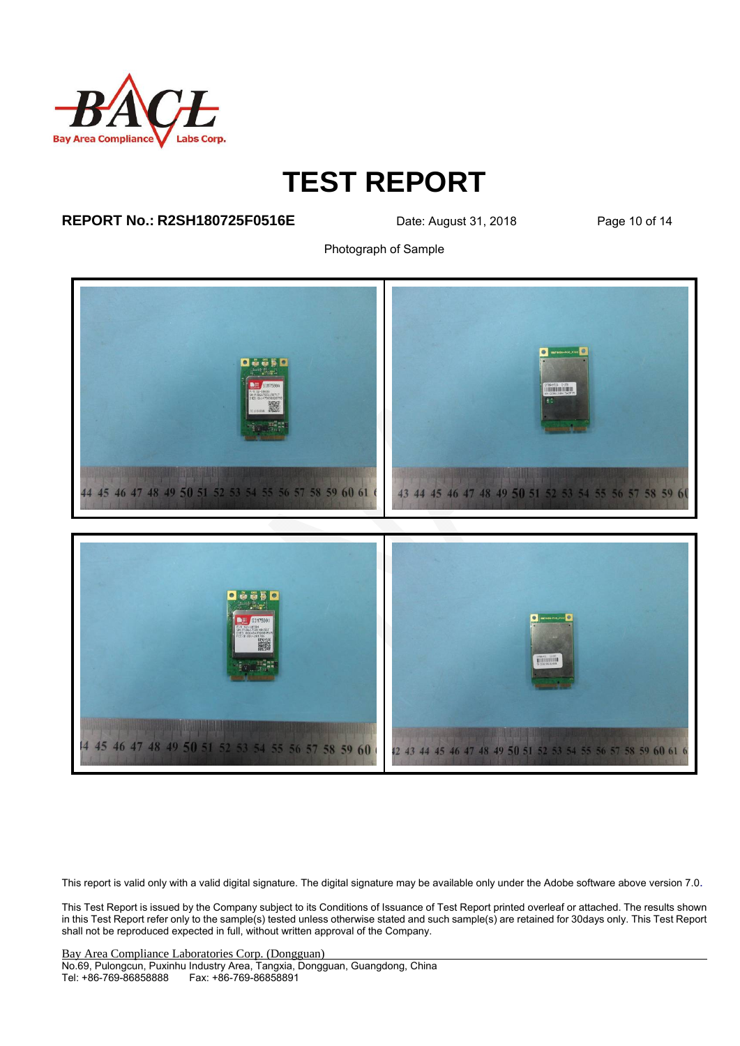# TEST REPORT

**REPORT No.: R2SH180725F0516E** Date: August 31, 2018

Photograph of Sample

This report is valid only with a valid digital signature. The digital signature may be available only under the Adobe software above version 7.0.

This Test Report is issued by the Company subject to its Conditions of Issuance of Test Report printed overleaf or attached. The results shown in this Test Report refer only to the sample(s) tested unless otherwise stated and such sample(s) are retained for 30days only. This Test Report shall not be reproduced expected in full, without written approval of the Company.

Bay Area Compliance Laboratories Corp. (Dongguan)
No.69, Pulongcun, Puxinhu Industry Area, Tangxia, Dongguan, Guangdong, China
Tel: +86-769-86858888 Fax: +86-769-86858891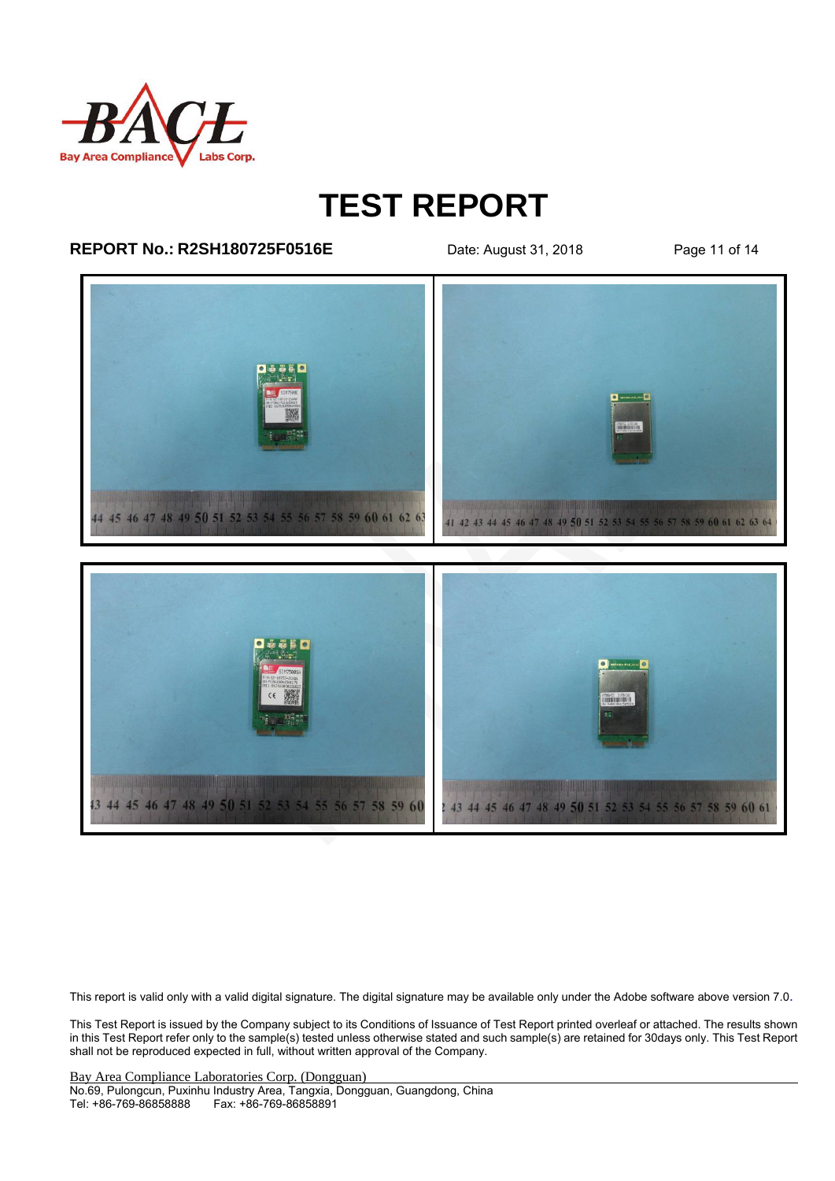# TEST REPORT

**REPORT No.: R2SH180725F0516E** Date: August 31, 2018

This report is valid only with a valid digital signature. The digital signature may be available only under the Adobe software above version 7.0.

This Test Report is issued by the Company subject to its Conditions of Issuance of Test Report printed overleaf or attached. The results shown in this Test Report refer only to the sample(s) tested unless otherwise stated and such sample(s) are retained for 30days only. This Test Report shall not be reproduced expected in full, without written approval of the Company.

Bay Area Compliance Laboratories Corp. (Dongguan)
No.69, Pulongcun, Puxinhu Industry Area, Tangxia, Dongguan, Guangdong, China
Tel: +86-769-86858888 Fax: +86-769-86858891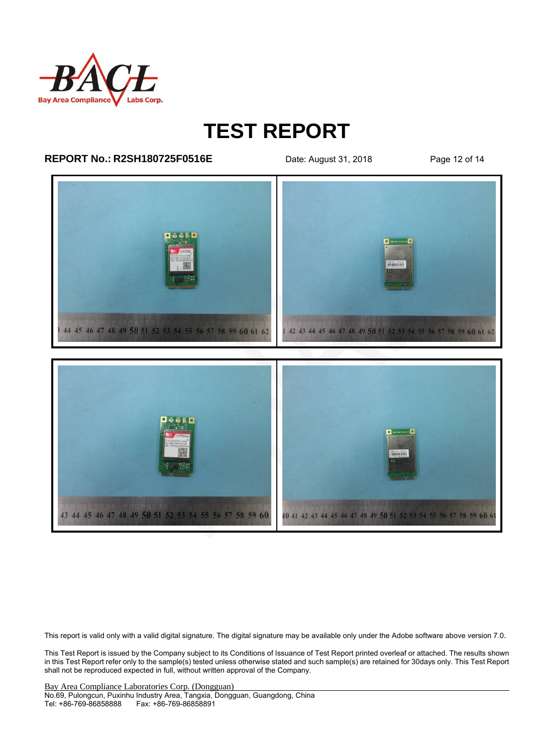This report is valid only with a valid digital signature. The digital signature may be available only under the Adobe software above version 7.0.

This Test Report is issued by the Company subject to its Conditions of Issuance of Test Report printed overleaf or attached. The results shown in this Test Report refer only to the sample(s) tested unless otherwise stated and such sample(s) are retained for 30days only. This Test Report shall not be reproduced expected in full, without written approval of the Company.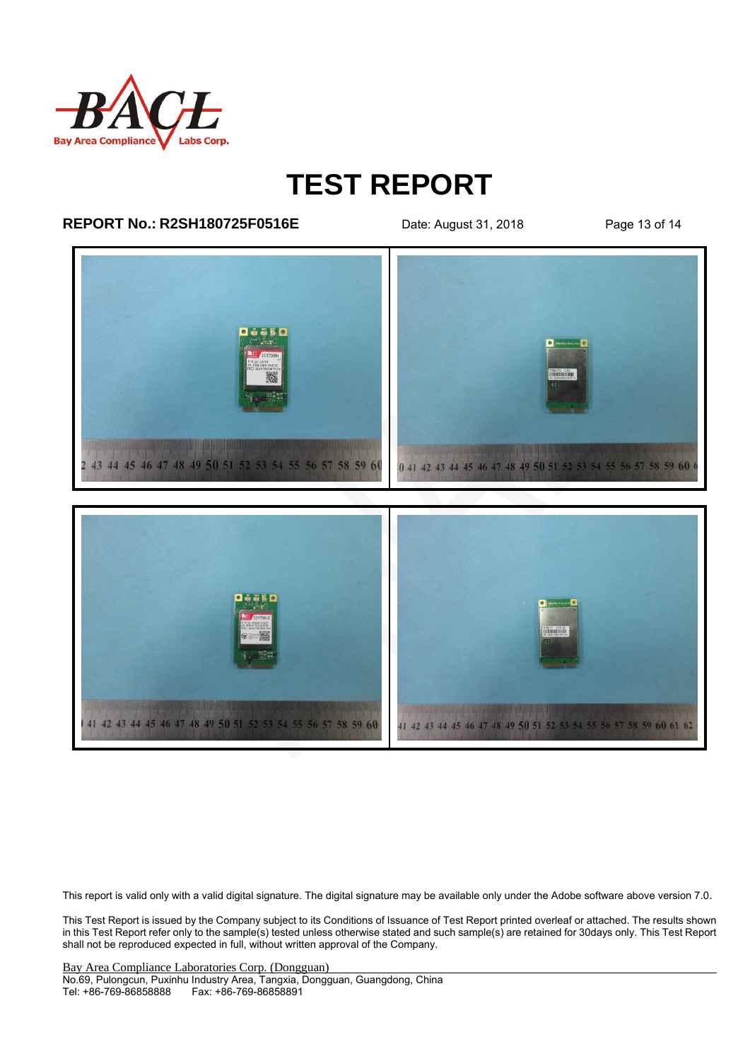# TEST REPORT

**REPORT No.: R2SH180725F0516E** Date: August 31, 2018

This report is valid only with a valid digital signature. The digital signature may be available only under the Adobe software above version 7.0.

This Test Report is issued by the Company subject to its Conditions of Issuance of Test Report printed overleaf or attached. The results shown in this Test Report refer only to the sample(s) tested unless otherwise stated and such sample(s) are retained for 30days only. This Test Report shall not be reproduced expected in full, without written approval of the Company.

Bay Area Compliance Laboratories Corp. (Dongguan)
No.69, Pulongcun, Puxinhu Industry Area, Tangxia, Dongguan, Guangdong, China
Tel: +86-769-86858888 Fax: +86-769-86858891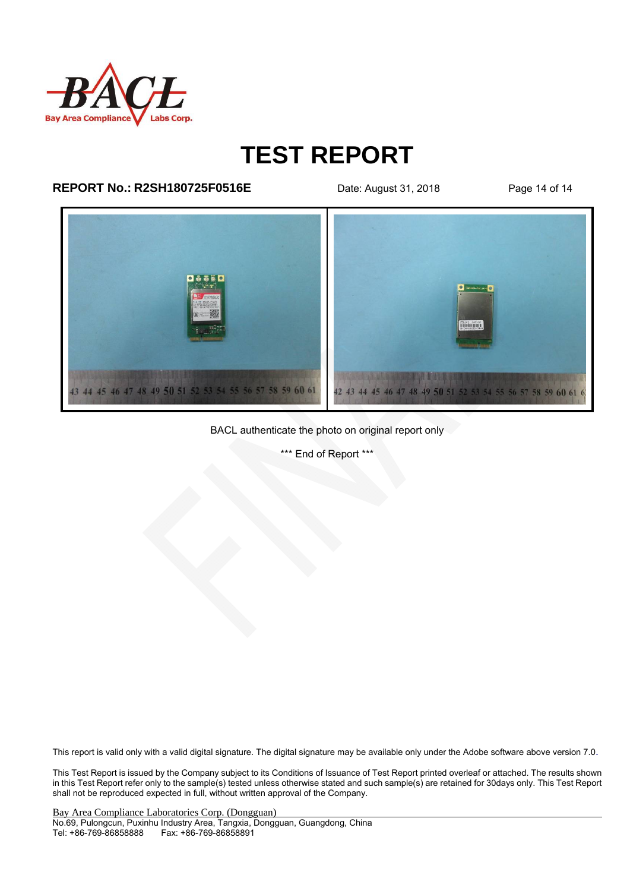BACL authenticate the photo on original report only

*** End of Report ***

This report is valid only with a valid digital signature. The digital signature may be available only under the Adobe software above version 7.0.

This Test Report is issued by the Company subject to its Conditions of Issuance of Test Report printed overleaf or attached. The results shown in this Test Report refer only to the sample(s) tested unless otherwise stated and such sample(s) are retained for 30days only. This Test Report shall not be reproduced expected in full, without written approval of the Company.

Bay Area Compliance Laboratories Corp. (Dongguan)
No.69, Pulongcun, Puxinhu Industry Area, Tangxia, Dongguan, Guangdong, China
Tel: +86-769-86858888 Fax: +86-769-86858891